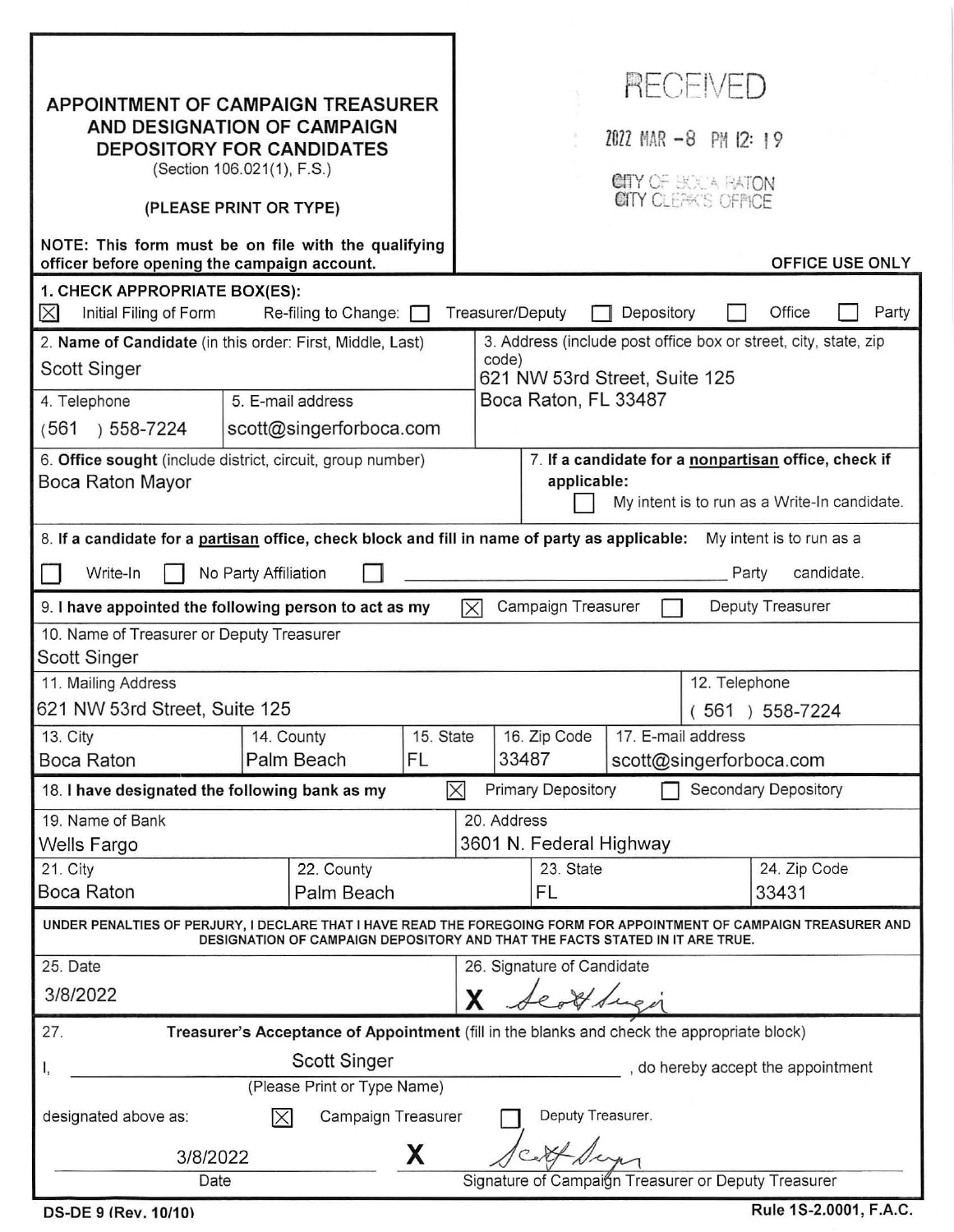## APPOINTMENT OF CAMPAIGN TREASURER AND DESIGNATION OF CAMPAIGN DEPOSITORY FOR CANDIDATES

(Section 106.021(1), F.S.)

**(PLEASE PRINT OR TYPE)**

**NOTE: This form must be on file with the qualifying officer before opening the campaign account.**

RECEIVED
2022 MAR -8 PM 12: 19
CITY OF BOCA RATON
CITY CLERK'S OFFICE

**OFFICE USE ONLY**

**1. CHECK APPROPRIATE BOX(ES):**
☒ Initial Filing of Form  Re-filing to Change: ☐ Treasurer/Deputy ☐ Depository ☐ Office ☐ Party

| 2. **Name of Candidate** (in this order: First, Middle, Last) | | 3. Address (include post office box or street, city, state, zip code) |
|---|---|---|
| Scott Singer | | 621 NW 53rd Street, Suite 125 |
| 4. Telephone | 5. E-mail address | Boca Raton, FL 33487 |
| (561) 558-7224 | scott@singerforboca.com | |

| 6. **Office sought** (include district, circuit, group number) | 7. **If a candidate for a nonpartisan office, check if applicable:** |
|---|---|
| Boca Raton Mayor | ☐ My intent is to run as a Write-In candidate. |

8. **If a candidate for a partisan office, check block and fill in name of party as applicable:** My intent is to run as a
☐ Write-In ☐ No Party Affiliation ☐ ______________________ Party candidate.

9. **I have appointed the following person to act as my** ☒ Campaign Treasurer ☐ Deputy Treasurer

| 10. Name of Treasurer or Deputy Treasurer | | | | |
|---|---|---|---|---|
| Scott Singer | | | | |
| 11. Mailing Address | | | | 12. Telephone |
| 621 NW 53rd Street, Suite 125 | | | | (561) 558-7224 |
| 13. City | 14. County | 15. State | 16. Zip Code | 17. E-mail address |
| Boca Raton | Palm Beach | FL | 33487 | scott@singerforboca.com |

18. **I have designated the following bank as my** ☒ Primary Depository ☐ Secondary Depository

| 19. Name of Bank | | 20. Address | |
|---|---|---|---|
| Wells Fargo | | 3601 N. Federal Highway | |
| 21. City | 22. County | 23. State | 24. Zip Code |
| Boca Raton | Palm Beach | FL | 33431 |

**UNDER PENALTIES OF PERJURY, I DECLARE THAT I HAVE READ THE FOREGOING FORM FOR APPOINTMENT OF CAMPAIGN TREASURER AND DESIGNATION OF CAMPAIGN DEPOSITORY AND THAT THE FACTS STATED IN IT ARE TRUE.**

| 25. Date | 26. Signature of Candidate |
|---|---|
| 3/8/2022 | X Scott Singer |

27. **Treasurer's Acceptance of Appointment** (fill in the blanks and check the appropriate block)

I, Scott Singer (Please Print or Type Name), do hereby accept the appointment

designated above as: ☒ Campaign Treasurer ☐ Deputy Treasurer.

3/8/2022 (Date)  X Scott Singer (Signature of Campaign Treasurer or Deputy Treasurer)

DS-DE 9 (Rev. 10/10)  Rule 1S-2.0001, F.A.C.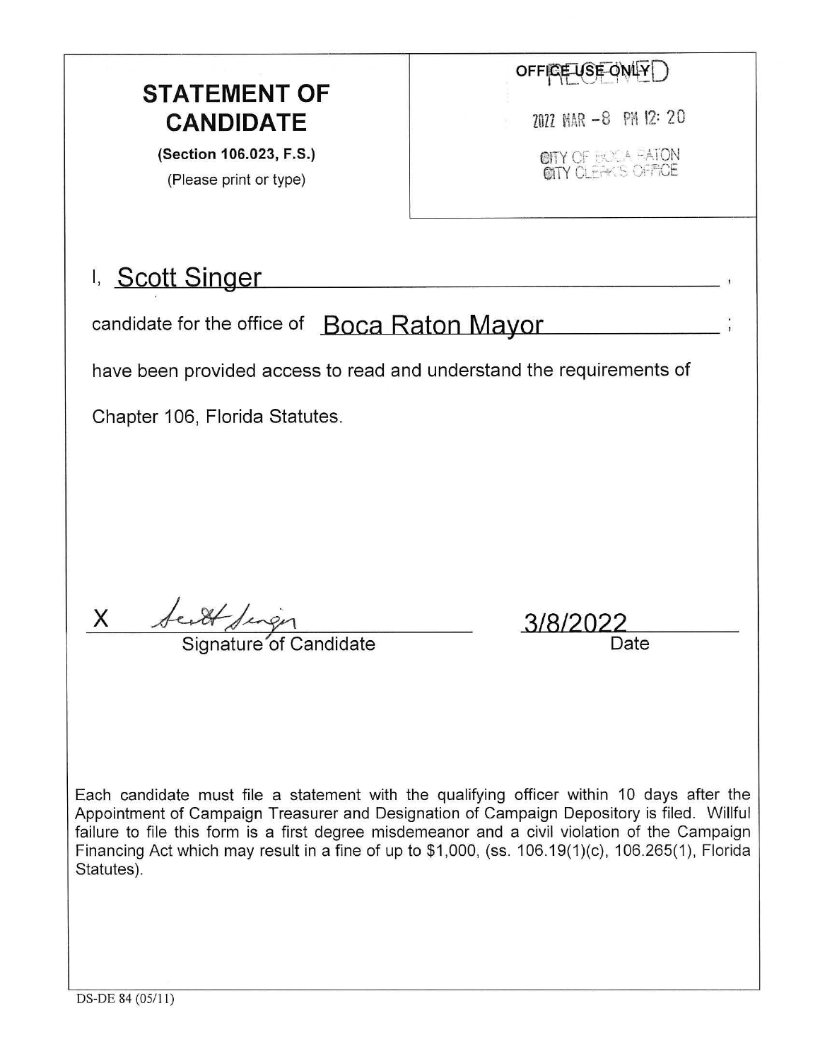# STATEMENT OF CANDIDATE

**(Section 106.023, F.S.)**

(Please print or type)

OFFICE USE ONLY

RECEIVED

2022 MAR -8 PM 12: 20

CITY OF BOCA RATON
CITY CLERK'S OFFICE

I, Scott Singer,

candidate for the office of Boca Raton Mayor;

have been provided access to read and understand the requirements of Chapter 106, Florida Statutes.

X Scott Singer
Signature of Candidate

3/8/2022
Date

Each candidate must file a statement with the qualifying officer within 10 days after the Appointment of Campaign Treasurer and Designation of Campaign Depository is filed. Willful failure to file this form is a first degree misdemeanor and a civil violation of the Campaign Financing Act which may result in a fine of up to $1,000, (ss. 106.19(1)(c), 106.265(1), Florida Statutes).

DS-DE 84 (05/11)